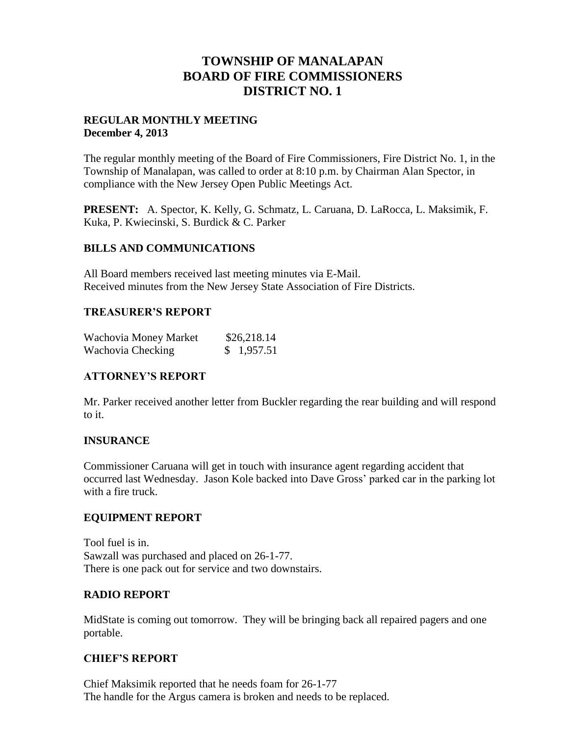# TOWNSHIP OF MANALAPAN
# BOARD OF FIRE COMMISSIONERS
# DISTRICT NO. 1

**REGULAR MONTHLY MEETING**
**December 4, 2013**

The regular monthly meeting of the Board of Fire Commissioners, Fire District No. 1, in the Township of Manalapan, was called to order at 8:10 p.m. by Chairman Alan Spector, in compliance with the New Jersey Open Public Meetings Act.

**PRESENT:** A. Spector, K. Kelly, G. Schmatz, L. Caruana, D. LaRocca, L. Maksimik, F. Kuka, P. Kwiecinski, S. Burdick & C. Parker

## BILLS AND COMMUNICATIONS

All Board members received last meeting minutes via E-Mail.
Received minutes from the New Jersey State Association of Fire Districts.

## TREASURER'S REPORT

| | |
|---|---|
| Wachovia Money Market | $26,218.14 |
| Wachovia Checking | $ 1,957.51 |

## ATTORNEY'S REPORT

Mr. Parker received another letter from Buckler regarding the rear building and will respond to it.

## INSURANCE

Commissioner Caruana will get in touch with insurance agent regarding accident that occurred last Wednesday. Jason Kole backed into Dave Gross' parked car in the parking lot with a fire truck.

## EQUIPMENT REPORT

Tool fuel is in.
Sawzall was purchased and placed on 26-1-77.
There is one pack out for service and two downstairs.

## RADIO REPORT

MidState is coming out tomorrow. They will be bringing back all repaired pagers and one portable.

## CHIEF'S REPORT

Chief Maksimik reported that he needs foam for 26-1-77
The handle for the Argus camera is broken and needs to be replaced.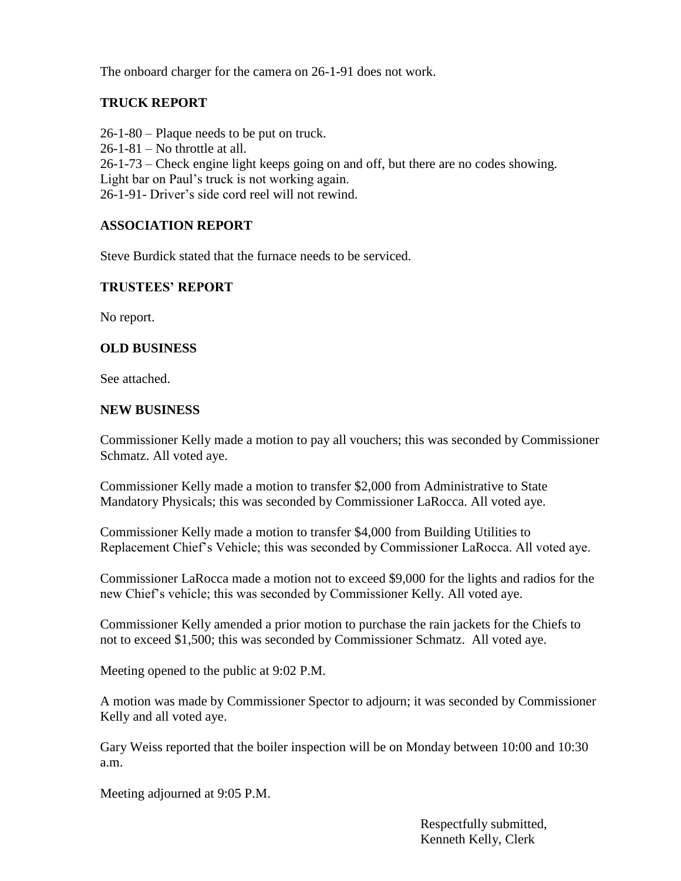The onboard charger for the camera on 26-1-91 does not work.

## TRUCK REPORT

26-1-80 – Plaque needs to be put on truck.
26-1-81 – No throttle at all.
26-1-73 – Check engine light keeps going on and off, but there are no codes showing.
Light bar on Paul's truck is not working again.
26-1-91- Driver's side cord reel will not rewind.

## ASSOCIATION REPORT

Steve Burdick stated that the furnace needs to be serviced.

## TRUSTEES' REPORT

No report.

## OLD BUSINESS

See attached.

## NEW BUSINESS

Commissioner Kelly made a motion to pay all vouchers; this was seconded by Commissioner Schmatz. All voted aye.

Commissioner Kelly made a motion to transfer $2,000 from Administrative to State Mandatory Physicals; this was seconded by Commissioner LaRocca. All voted aye.

Commissioner Kelly made a motion to transfer $4,000 from Building Utilities to Replacement Chief's Vehicle; this was seconded by Commissioner LaRocca. All voted aye.

Commissioner LaRocca made a motion not to exceed $9,000 for the lights and radios for the new Chief's vehicle; this was seconded by Commissioner Kelly. All voted aye.

Commissioner Kelly amended a prior motion to purchase the rain jackets for the Chiefs to not to exceed $1,500; this was seconded by Commissioner Schmatz. All voted aye.

Meeting opened to the public at 9:02 P.M.

A motion was made by Commissioner Spector to adjourn; it was seconded by Commissioner Kelly and all voted aye.

Gary Weiss reported that the boiler inspection will be on Monday between 10:00 and 10:30 a.m.

Meeting adjourned at 9:05 P.M.

Respectfully submitted,
Kenneth Kelly, Clerk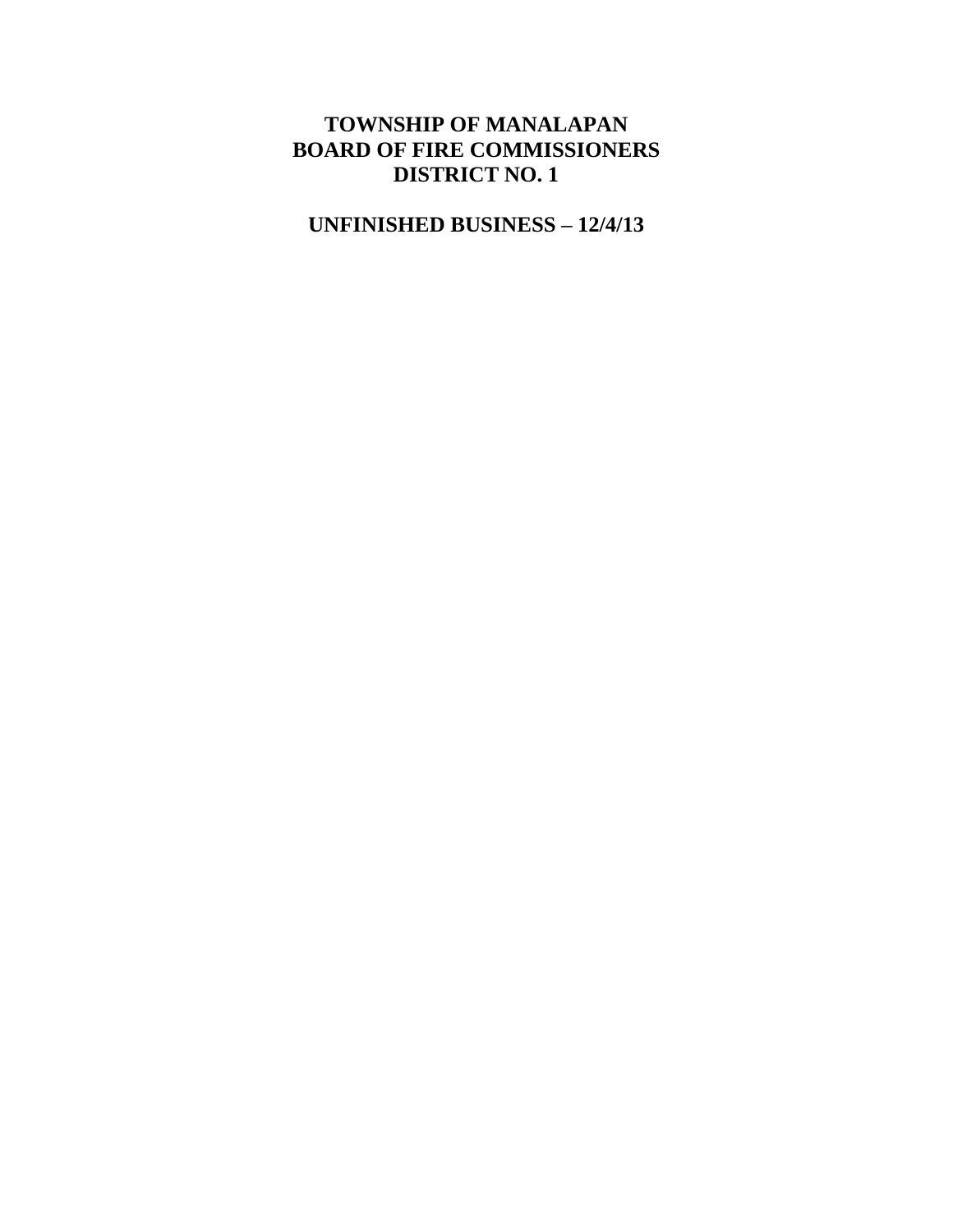# TOWNSHIP OF MANALAPAN
# BOARD OF FIRE COMMISSIONERS
# DISTRICT NO. 1

## UNFINISHED BUSINESS – 12/4/13